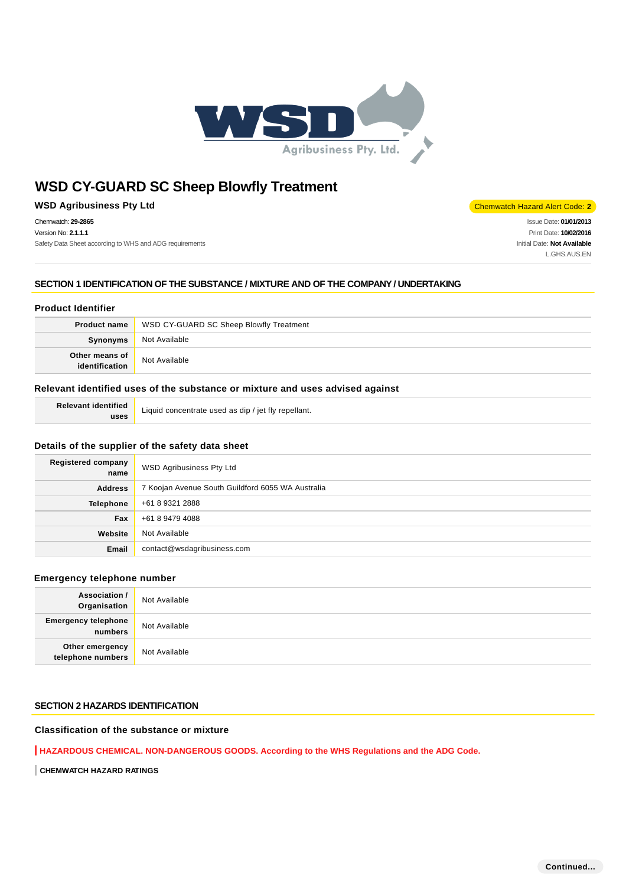# WSD CY-GUARD SC Sheep Blowfly Treatment

**WSD Agribusiness Pty Ltd**

Chemwatch Hazard Alert Code: **2**

Chemwatch: **29-2865**
Version No: **2.1.1.1**
Safety Data Sheet according to WHS and ADG requirements

Issue Date: **01/01/2013**
Print Date: **10/02/2016**
Initial Date: **Not Available**
L.GHS.AUS.EN

## SECTION 1 IDENTIFICATION OF THE SUBSTANCE / MIXTURE AND OF THE COMPANY / UNDERTAKING

### Product Identifier

| | |
|---|---|
| **Product name** | WSD CY-GUARD SC Sheep Blowfly Treatment |
| **Synonyms** | Not Available |
| **Other means of identification** | Not Available |

### Relevant identified uses of the substance or mixture and uses advised against

| | |
|---|---|
| **Relevant identified uses** | Liquid concentrate used as dip / jet fly repellant. |

### Details of the supplier of the safety data sheet

| | |
|---|---|
| **Registered company name** | WSD Agribusiness Pty Ltd |
| **Address** | 7 Koojan Avenue South Guildford 6055 WA Australia |
| **Telephone** | +61 8 9321 2888 |
| **Fax** | +61 8 9479 4088 |
| **Website** | Not Available |
| **Email** | contact@wsdagribusiness.com |

### Emergency telephone number

| | |
|---|---|
| **Association / Organisation** | Not Available |
| **Emergency telephone numbers** | Not Available |
| **Other emergency telephone numbers** | Not Available |

## SECTION 2 HAZARDS IDENTIFICATION

### Classification of the substance or mixture

**HAZARDOUS CHEMICAL. NON-DANGEROUS GOODS. According to the WHS Regulations and the ADG Code.**

**CHEMWATCH HAZARD RATINGS**

Continued...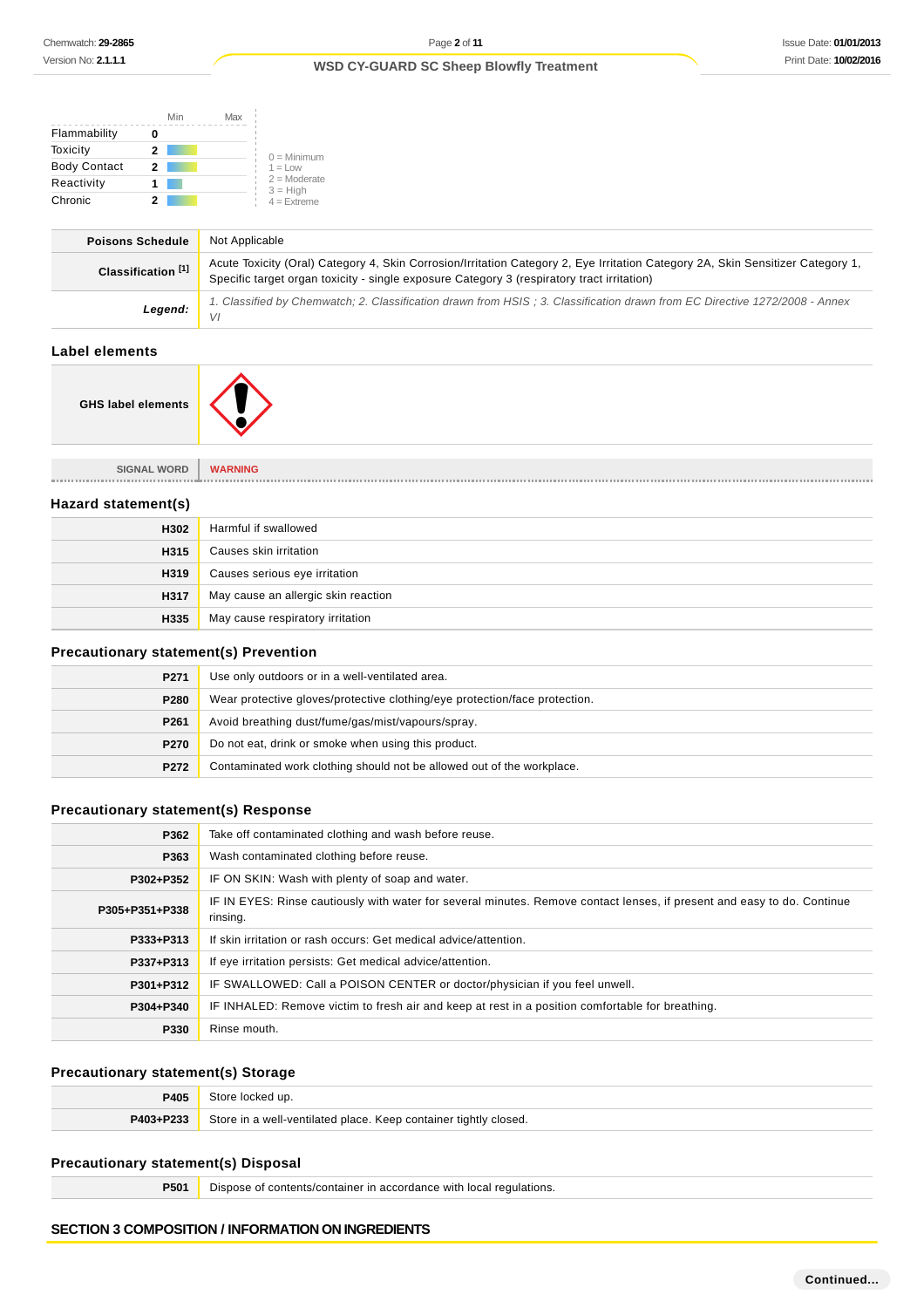| | Min | Max |
|---|---|---|
| Flammability | 0 | |
| Toxicity | 2 | |
| Body Contact | 2 | |
| Reactivity | 1 | |
| Chronic | 2 | |

0 = Minimum
1 = Low
2 = Moderate
3 = High
4 = Extreme

| | |
|---|---|
| **Poisons Schedule** | Not Applicable |
| **Classification [1]** | Acute Toxicity (Oral) Category 4, Skin Corrosion/Irritation Category 2, Eye Irritation Category 2A, Skin Sensitizer Category 1, Specific target organ toxicity - single exposure Category 3 (respiratory tract irritation) |
| ***Legend:*** | *1. Classified by Chemwatch; 2. Classification drawn from HSIS ; 3. Classification drawn from EC Directive 1272/2008 - Annex VI* |

## Label elements

| | |
|---|---|
| **GHS label elements** | |

| | |
|---|---|
| **SIGNAL WORD** | **WARNING** |

## Hazard statement(s)

| | |
|---|---|
| **H302** | Harmful if swallowed |
| **H315** | Causes skin irritation |
| **H319** | Causes serious eye irritation |
| **H317** | May cause an allergic skin reaction |
| **H335** | May cause respiratory irritation |

## Precautionary statement(s) Prevention

| | |
|---|---|
| **P271** | Use only outdoors or in a well-ventilated area. |
| **P280** | Wear protective gloves/protective clothing/eye protection/face protection. |
| **P261** | Avoid breathing dust/fume/gas/mist/vapours/spray. |
| **P270** | Do not eat, drink or smoke when using this product. |
| **P272** | Contaminated work clothing should not be allowed out of the workplace. |

## Precautionary statement(s) Response

| | |
|---|---|
| **P362** | Take off contaminated clothing and wash before reuse. |
| **P363** | Wash contaminated clothing before reuse. |
| **P302+P352** | IF ON SKIN: Wash with plenty of soap and water. |
| **P305+P351+P338** | IF IN EYES: Rinse cautiously with water for several minutes. Remove contact lenses, if present and easy to do. Continue rinsing. |
| **P333+P313** | If skin irritation or rash occurs: Get medical advice/attention. |
| **P337+P313** | If eye irritation persists: Get medical advice/attention. |
| **P301+P312** | IF SWALLOWED: Call a POISON CENTER or doctor/physician if you feel unwell. |
| **P304+P340** | IF INHALED: Remove victim to fresh air and keep at rest in a position comfortable for breathing. |
| **P330** | Rinse mouth. |

## Precautionary statement(s) Storage

| | |
|---|---|
| **P405** | Store locked up. |
| **P403+P233** | Store in a well-ventilated place. Keep container tightly closed. |

## Precautionary statement(s) Disposal

| | |
|---|---|
| **P501** | Dispose of contents/container in accordance with local regulations. |

## SECTION 3 COMPOSITION / INFORMATION ON INGREDIENTS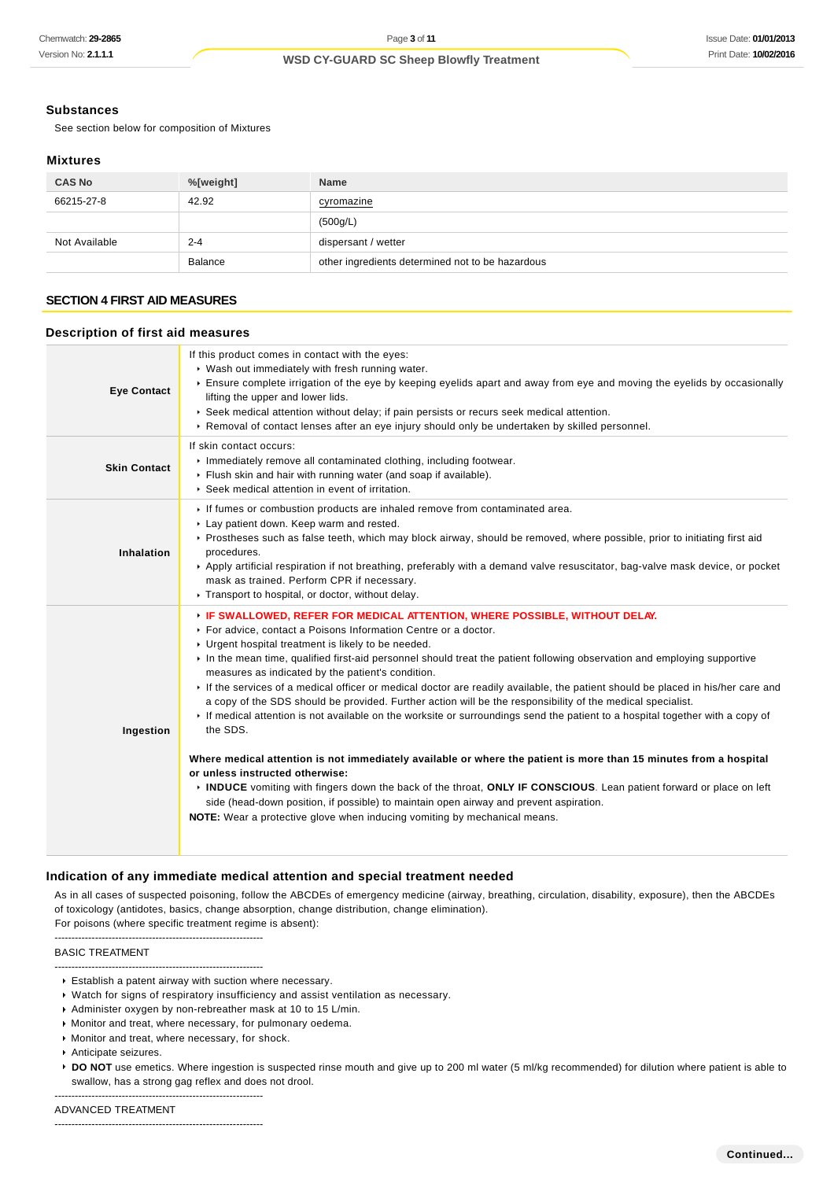### Substances

See section below for composition of Mixtures

### Mixtures

| CAS No | %[weight] | Name |
|---|---|---|
| 66215-27-8 | 42.92 | cyromazine |
| | | (500g/L) |
| Not Available | 2-4 | dispersant / wetter |
| | Balance | other ingredients determined not to be hazardous |

## SECTION 4 FIRST AID MEASURES

### Description of first aid measures

| | |
|---|---|
| **Eye Contact** | If this product comes in contact with the eyes:<br>▸ Wash out immediately with fresh running water.<br>▸ Ensure complete irrigation of the eye by keeping eyelids apart and away from eye and moving the eyelids by occasionally lifting the upper and lower lids.<br>▸ Seek medical attention without delay; if pain persists or recurs seek medical attention.<br>▸ Removal of contact lenses after an eye injury should only be undertaken by skilled personnel. |
| **Skin Contact** | If skin contact occurs:<br>▸ Immediately remove all contaminated clothing, including footwear.<br>▸ Flush skin and hair with running water (and soap if available).<br>▸ Seek medical attention in event of irritation. |
| **Inhalation** | ▸ If fumes or combustion products are inhaled remove from contaminated area.<br>▸ Lay patient down. Keep warm and rested.<br>▸ Prostheses such as false teeth, which may block airway, should be removed, where possible, prior to initiating first aid procedures.<br>▸ Apply artificial respiration if not breathing, preferably with a demand valve resuscitator, bag-valve mask device, or pocket mask as trained. Perform CPR if necessary.<br>▸ Transport to hospital, or doctor, without delay. |
| **Ingestion** | ▸ **IF SWALLOWED, REFER FOR MEDICAL ATTENTION, WHERE POSSIBLE, WITHOUT DELAY.**<br>▸ For advice, contact a Poisons Information Centre or a doctor.<br>▸ Urgent hospital treatment is likely to be needed.<br>▸ In the mean time, qualified first-aid personnel should treat the patient following observation and employing supportive measures as indicated by the patient's condition.<br>▸ If the services of a medical officer or medical doctor are readily available, the patient should be placed in his/her care and a copy of the SDS should be provided. Further action will be the responsibility of the medical specialist.<br>▸ If medical attention is not available on the worksite or surroundings send the patient to a hospital together with a copy of the SDS.<br><br>**Where medical attention is not immediately available or where the patient is more than 15 minutes from a hospital or unless instructed otherwise:**<br>▸ **INDUCE** vomiting with fingers down the back of the throat, **ONLY IF CONSCIOUS**. Lean patient forward or place on left side (head-down position, if possible) to maintain open airway and prevent aspiration.<br>**NOTE:** Wear a protective glove when inducing vomiting by mechanical means. |

### Indication of any immediate medical attention and special treatment needed

As in all cases of suspected poisoning, follow the ABCDEs of emergency medicine (airway, breathing, circulation, disability, exposure), then the ABCDEs of toxicology (antidotes, basics, change absorption, change distribution, change elimination).
For poisons (where specific treatment regime is absent):

--------------------------------------------------------------

BASIC TREATMENT

--------------------------------------------------------------

- Establish a patent airway with suction where necessary.
- Watch for signs of respiratory insufficiency and assist ventilation as necessary.
- Administer oxygen by non-rebreather mask at 10 to 15 L/min.
- Monitor and treat, where necessary, for pulmonary oedema.
- Monitor and treat, where necessary, for shock.
- Anticipate seizures.
- **DO NOT** use emetics. Where ingestion is suspected rinse mouth and give up to 200 ml water (5 ml/kg recommended) for dilution where patient is able to swallow, has a strong gag reflex and does not drool.

--------------------------------------------------------------

ADVANCED TREATMENT

--------------------------------------------------------------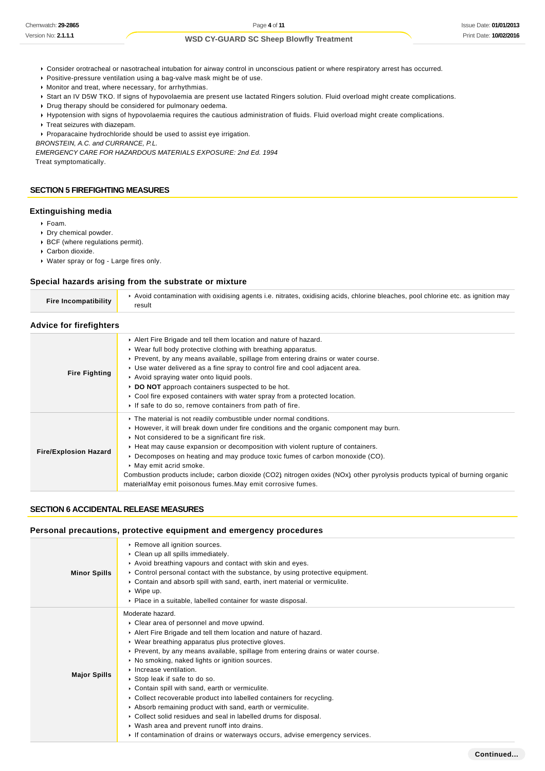- Consider orotracheal or nasotracheal intubation for airway control in unconscious patient or where respiratory arrest has occurred.
- Positive-pressure ventilation using a bag-valve mask might be of use.
- Monitor and treat, where necessary, for arrhythmias.
- Start an IV D5W TKO. If signs of hypovolaemia are present use lactated Ringers solution. Fluid overload might create complications.
- Drug therapy should be considered for pulmonary oedema.
- Hypotension with signs of hypovolaemia requires the cautious administration of fluids. Fluid overload might create complications.
- Treat seizures with diazepam.
- Proparacaine hydrochloride should be used to assist eye irrigation.

*BRONSTEIN, A.C. and CURRANCE, P.L.*

*EMERGENCY CARE FOR HAZARDOUS MATERIALS EXPOSURE: 2nd Ed. 1994*

Treat symptomatically.

## SECTION 5 FIREFIGHTING MEASURES

### Extinguishing media

- Foam.
- Dry chemical powder.
- BCF (where regulations permit).
- Carbon dioxide.
- Water spray or fog - Large fires only.

### Special hazards arising from the substrate or mixture

| | |
|---|---|
| **Fire Incompatibility** | ▸ Avoid contamination with oxidising agents i.e. nitrates, oxidising acids, chlorine bleaches, pool chlorine etc. as ignition may result |

### Advice for firefighters

| | |
|---|---|
| **Fire Fighting** | ▸ Alert Fire Brigade and tell them location and nature of hazard.<br>▸ Wear full body protective clothing with breathing apparatus.<br>▸ Prevent, by any means available, spillage from entering drains or water course.<br>▸ Use water delivered as a fine spray to control fire and cool adjacent area.<br>▸ Avoid spraying water onto liquid pools.<br>▸ **DO NOT** approach containers suspected to be hot.<br>▸ Cool fire exposed containers with water spray from a protected location.<br>▸ If safe to do so, remove containers from path of fire. |
| **Fire/Explosion Hazard** | ▸ The material is not readily combustible under normal conditions.<br>▸ However, it will break down under fire conditions and the organic component may burn.<br>▸ Not considered to be a significant fire risk.<br>▸ Heat may cause expansion or decomposition with violent rupture of containers.<br>▸ Decomposes on heating and may produce toxic fumes of carbon monoxide (CO).<br>▸ May emit acrid smoke.<br>Combustion products include; carbon dioxide ($CO_2$) nitrogen oxides ($NO_x$) other pyrolysis products typical of burning organic materialMay emit poisonous fumes.May emit corrosive fumes. |

## SECTION 6 ACCIDENTAL RELEASE MEASURES

### Personal precautions, protective equipment and emergency procedures

| | |
|---|---|
| **Minor Spills** | ▸ Remove all ignition sources.<br>▸ Clean up all spills immediately.<br>▸ Avoid breathing vapours and contact with skin and eyes.<br>▸ Control personal contact with the substance, by using protective equipment.<br>▸ Contain and absorb spill with sand, earth, inert material or vermiculite.<br>▸ Wipe up.<br>▸ Place in a suitable, labelled container for waste disposal. |
| **Major Spills** | Moderate hazard.<br>▸ Clear area of personnel and move upwind.<br>▸ Alert Fire Brigade and tell them location and nature of hazard.<br>▸ Wear breathing apparatus plus protective gloves.<br>▸ Prevent, by any means available, spillage from entering drains or water course.<br>▸ No smoking, naked lights or ignition sources.<br>▸ Increase ventilation.<br>▸ Stop leak if safe to do so.<br>▸ Contain spill with sand, earth or vermiculite.<br>▸ Collect recoverable product into labelled containers for recycling.<br>▸ Absorb remaining product with sand, earth or vermiculite.<br>▸ Collect solid residues and seal in labelled drums for disposal.<br>▸ Wash area and prevent runoff into drains.<br>▸ If contamination of drains or waterways occurs, advise emergency services. |

**Continued...**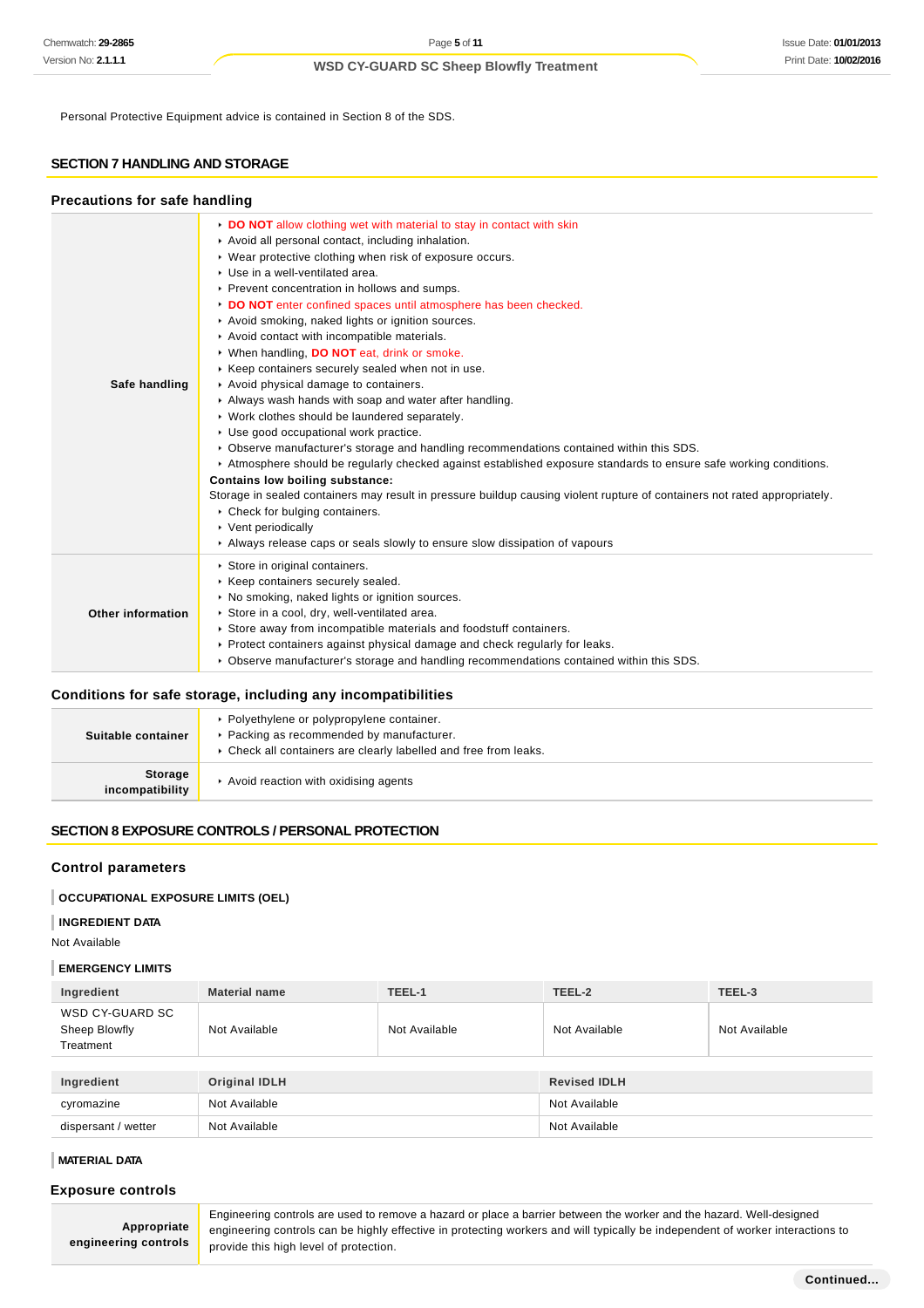Personal Protective Equipment advice is contained in Section 8 of the SDS.

## SECTION 7 HANDLING AND STORAGE

### Precautions for safe handling

| | |
|---|---|
| **Safe handling** | - **DO NOT** allow clothing wet with material to stay in contact with skin<br>- Avoid all personal contact, including inhalation.<br>- Wear protective clothing when risk of exposure occurs.<br>- Use in a well-ventilated area.<br>- Prevent concentration in hollows and sumps.<br>- **DO NOT** enter confined spaces until atmosphere has been checked.<br>- Avoid smoking, naked lights or ignition sources.<br>- Avoid contact with incompatible materials.<br>- When handling, **DO NOT** eat, drink or smoke.<br>- Keep containers securely sealed when not in use.<br>- Avoid physical damage to containers.<br>- Always wash hands with soap and water after handling.<br>- Work clothes should be laundered separately.<br>- Use good occupational work practice.<br>- Observe manufacturer's storage and handling recommendations contained within this SDS.<br>- Atmosphere should be regularly checked against established exposure standards to ensure safe working conditions.<br>**Contains low boiling substance:**<br>Storage in sealed containers may result in pressure buildup causing violent rupture of containers not rated appropriately.<br>- Check for bulging containers.<br>- Vent periodically<br>- Always release caps or seals slowly to ensure slow dissipation of vapours |
| **Other information** | - Store in original containers.<br>- Keep containers securely sealed.<br>- No smoking, naked lights or ignition sources.<br>- Store in a cool, dry, well-ventilated area.<br>- Store away from incompatible materials and foodstuff containers.<br>- Protect containers against physical damage and check regularly for leaks.<br>- Observe manufacturer's storage and handling recommendations contained within this SDS. |

### Conditions for safe storage, including any incompatibilities

| | |
|---|---|
| **Suitable container** | - Polyethylene or polypropylene container.<br>- Packing as recommended by manufacturer.<br>- Check all containers are clearly labelled and free from leaks. |
| **Storage incompatibility** | - Avoid reaction with oxidising agents |

## SECTION 8 EXPOSURE CONTROLS / PERSONAL PROTECTION

### Control parameters

**OCCUPATIONAL EXPOSURE LIMITS (OEL)**

**INGREDIENT DATA**

Not Available

**EMERGENCY LIMITS**

| Ingredient | Material name | TEEL-1 | TEEL-2 | TEEL-3 |
|---|---|---|---|---|
| WSD CY-GUARD SC Sheep Blowfly Treatment | Not Available | Not Available | Not Available | Not Available |

| Ingredient | Original IDLH | Revised IDLH |
|---|---|---|
| cyromazine | Not Available | Not Available |
| dispersant / wetter | Not Available | Not Available |

**MATERIAL DATA**

### Exposure controls

| | |
|---|---|
| **Appropriate engineering controls** | Engineering controls are used to remove a hazard or place a barrier between the worker and the hazard. Well-designed engineering controls can be highly effective in protecting workers and will typically be independent of worker interactions to provide this high level of protection. |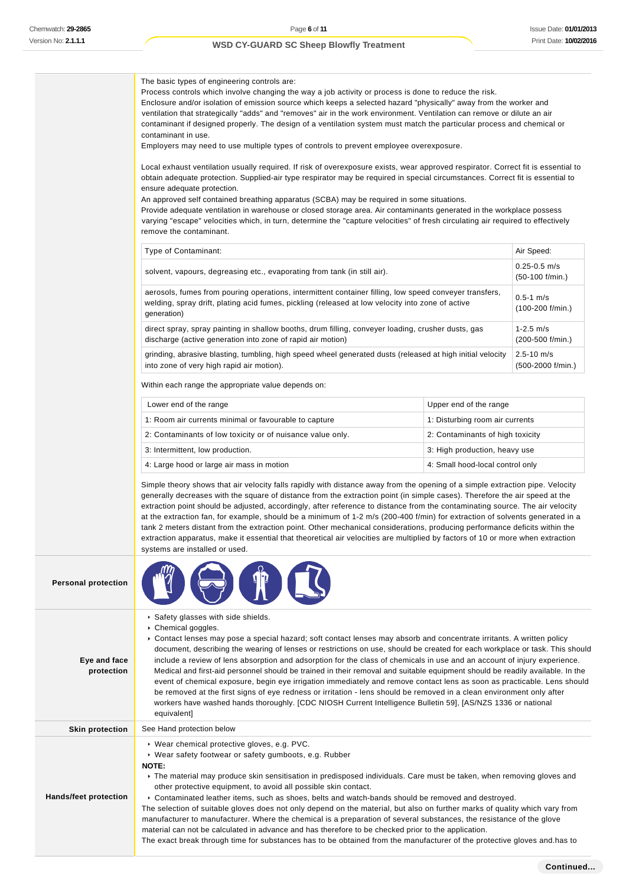The basic types of engineering controls are:
Process controls which involve changing the way a job activity or process is done to reduce the risk.
Enclosure and/or isolation of emission source which keeps a selected hazard "physically" away from the worker and ventilation that strategically "adds" and "removes" air in the work environment. Ventilation can remove or dilute an air contaminant if designed properly. The design of a ventilation system must match the particular process and chemical or contaminant in use.
Employers may need to use multiple types of controls to prevent employee overexposure.

Local exhaust ventilation usually required. If risk of overexposure exists, wear approved respirator. Correct fit is essential to obtain adequate protection. Supplied-air type respirator may be required in special circumstances. Correct fit is essential to ensure adequate protection.
An approved self contained breathing apparatus (SCBA) may be required in some situations.
Provide adequate ventilation in warehouse or closed storage area. Air contaminants generated in the workplace possess varying "escape" velocities which, in turn, determine the "capture velocities" of fresh circulating air required to effectively remove the contaminant.

| Type of Contaminant: | Air Speed: |
|---|---|
| solvent, vapours, degreasing etc., evaporating from tank (in still air). | 0.25-0.5 m/s (50-100 f/min.) |
| aerosols, fumes from pouring operations, intermittent container filling, low speed conveyer transfers, welding, spray drift, plating acid fumes, pickling (released at low velocity into zone of active generation) | 0.5-1 m/s (100-200 f/min.) |
| direct spray, spray painting in shallow booths, drum filling, conveyer loading, crusher dusts, gas discharge (active generation into zone of rapid air motion) | 1-2.5 m/s (200-500 f/min.) |
| grinding, abrasive blasting, tumbling, high speed wheel generated dusts (released at high initial velocity into zone of very high rapid air motion). | 2.5-10 m/s (500-2000 f/min.) |

Within each range the appropriate value depends on:

| Lower end of the range | Upper end of the range |
|---|---|
| 1: Room air currents minimal or favourable to capture | 1: Disturbing room air currents |
| 2: Contaminants of low toxicity or of nuisance value only. | 2: Contaminants of high toxicity |
| 3: Intermittent, low production. | 3: High production, heavy use |
| 4: Large hood or large air mass in motion | 4: Small hood-local control only |

Simple theory shows that air velocity falls rapidly with distance away from the opening of a simple extraction pipe. Velocity generally decreases with the square of distance from the extraction point (in simple cases). Therefore the air speed at the extraction point should be adjusted, accordingly, after reference to distance from the contaminating source. The air velocity at the extraction fan, for example, should be a minimum of 1-2 m/s (200-400 f/min) for extraction of solvents generated in a tank 2 meters distant from the extraction point. Other mechanical considerations, producing performance deficits within the extraction apparatus, make it essential that theoretical air velocities are multiplied by factors of 10 or more when extraction systems are installed or used.

**Personal protection**

**Eye and face protection**

- Safety glasses with side shields.
- Chemical goggles.
- Contact lenses may pose a special hazard; soft contact lenses may absorb and concentrate irritants. A written policy document, describing the wearing of lenses or restrictions on use, should be created for each workplace or task. This should include a review of lens absorption and adsorption for the class of chemicals in use and an account of injury experience. Medical and first-aid personnel should be trained in their removal and suitable equipment should be readily available. In the event of chemical exposure, begin eye irrigation immediately and remove contact lens as soon as practicable. Lens should be removed at the first signs of eye redness or irritation - lens should be removed in a clean environment only after workers have washed hands thoroughly. [CDC NIOSH Current Intelligence Bulletin 59], [AS/NZS 1336 or national equivalent]

**Skin protection**

See Hand protection below

**Hands/feet protection**

- Wear chemical protective gloves, e.g. PVC.
- Wear safety footwear or safety gumboots, e.g. Rubber

**NOTE:**

- The material may produce skin sensitisation in predisposed individuals. Care must be taken, when removing gloves and other protective equipment, to avoid all possible skin contact.
- Contaminated leather items, such as shoes, belts and watch-bands should be removed and destroyed.

The selection of suitable gloves does not only depend on the material, but also on further marks of quality which vary from manufacturer to manufacturer. Where the chemical is a preparation of several substances, the resistance of the glove material can not be calculated in advance and has therefore to be checked prior to the application.
The exact break through time for substances has to be obtained from the manufacturer of the protective gloves and.has to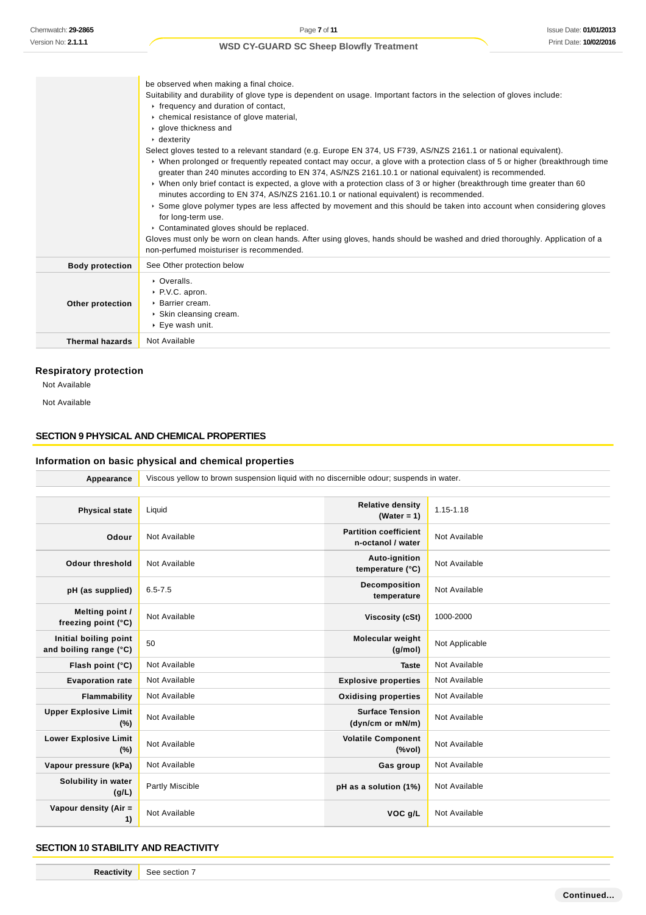| | |
|---|---|
| | be observed when making a final choice.<br>Suitability and durability of glove type is dependent on usage. Important factors in the selection of gloves include:<br>‣ frequency and duration of contact,<br>‣ chemical resistance of glove material,<br>‣ glove thickness and<br>‣ dexterity<br>Select gloves tested to a relevant standard (e.g. Europe EN 374, US F739, AS/NZS 2161.1 or national equivalent).<br>‣ When prolonged or frequently repeated contact may occur, a glove with a protection class of 5 or higher (breakthrough time greater than 240 minutes according to EN 374, AS/NZS 2161.10.1 or national equivalent) is recommended.<br>‣ When only brief contact is expected, a glove with a protection class of 3 or higher (breakthrough time greater than 60 minutes according to EN 374, AS/NZS 2161.10.1 or national equivalent) is recommended.<br>‣ Some glove polymer types are less affected by movement and this should be taken into account when considering gloves for long-term use.<br>‣ Contaminated gloves should be replaced.<br>Gloves must only be worn on clean hands. After using gloves, hands should be washed and dried thoroughly. Application of a non-perfumed moisturiser is recommended. |
| **Body protection** | See Other protection below |
| **Other protection** | ‣ Overalls.<br>‣ P.V.C. apron.<br>‣ Barrier cream.<br>‣ Skin cleansing cream.<br>‣ Eye wash unit. |
| **Thermal hazards** | Not Available |

### Respiratory protection

Not Available

Not Available

## SECTION 9 PHYSICAL AND CHEMICAL PROPERTIES

### Information on basic physical and chemical properties

| | |
|---|---|
| **Appearance** | Viscous yellow to brown suspension liquid with no discernible odour; suspends in water. |

| | | | |
|---|---|---|---|
| **Physical state** | Liquid | **Relative density (Water = 1)** | 1.15-1.18 |
| **Odour** | Not Available | **Partition coefficient n-octanol / water** | Not Available |
| **Odour threshold** | Not Available | **Auto-ignition temperature (°C)** | Not Available |
| **pH (as supplied)** | 6.5-7.5 | **Decomposition temperature** | Not Available |
| **Melting point / freezing point (°C)** | Not Available | **Viscosity (cSt)** | 1000-2000 |
| **Initial boiling point and boiling range (°C)** | 50 | **Molecular weight (g/mol)** | Not Applicable |
| **Flash point (°C)** | Not Available | **Taste** | Not Available |
| **Evaporation rate** | Not Available | **Explosive properties** | Not Available |
| **Flammability** | Not Available | **Oxidising properties** | Not Available |
| **Upper Explosive Limit (%)** | Not Available | **Surface Tension (dyn/cm or mN/m)** | Not Available |
| **Lower Explosive Limit (%)** | Not Available | **Volatile Component (%vol)** | Not Available |
| **Vapour pressure (kPa)** | Not Available | **Gas group** | Not Available |
| **Solubility in water (g/L)** | Partly Miscible | **pH as a solution (1%)** | Not Available |
| **Vapour density (Air = 1)** | Not Available | **VOC g/L** | Not Available |

## SECTION 10 STABILITY AND REACTIVITY

| | |
|---|---|
| **Reactivity** | See section 7 |

Continued...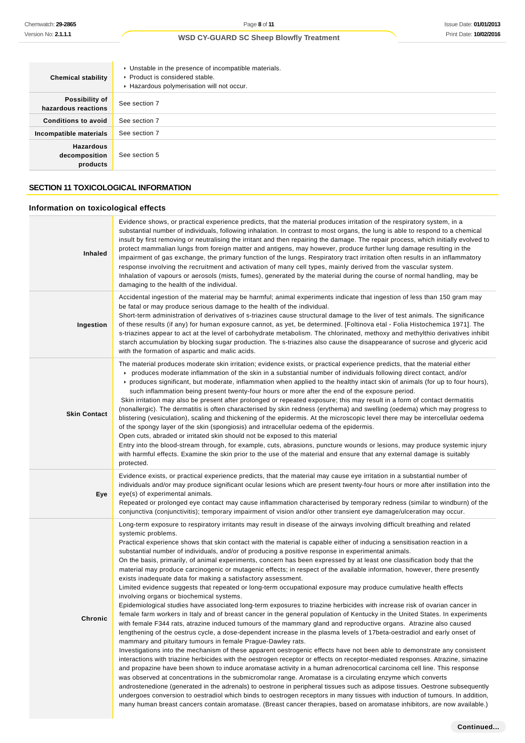| | |
|---|---|
| **Chemical stability** | ▸ Unstable in the presence of incompatible materials.<br>▸ Product is considered stable.<br>▸ Hazardous polymerisation will not occur. |
| **Possibility of hazardous reactions** | See section 7 |
| **Conditions to avoid** | See section 7 |
| **Incompatible materials** | See section 7 |
| **Hazardous decomposition products** | See section 5 |

## SECTION 11 TOXICOLOGICAL INFORMATION

### Information on toxicological effects

| | |
|---|---|
| **Inhaled** | Evidence shows, or practical experience predicts, that the material produces irritation of the respiratory system, in a substantial number of individuals, following inhalation. In contrast to most organs, the lung is able to respond to a chemical insult by first removing or neutralising the irritant and then repairing the damage. The repair process, which initially evolved to protect mammalian lungs from foreign matter and antigens, may however, produce further lung damage resulting in the impairment of gas exchange, the primary function of the lungs. Respiratory tract irritation often results in an inflammatory response involving the recruitment and activation of many cell types, mainly derived from the vascular system.<br>Inhalation of vapours or aerosols (mists, fumes), generated by the material during the course of normal handling, may be damaging to the health of the individual. |
| **Ingestion** | Accidental ingestion of the material may be harmful; animal experiments indicate that ingestion of less than 150 gram may be fatal or may produce serious damage to the health of the individual.<br>Short-term administration of derivatives of s-triazines cause structural damage to the liver of test animals. The significance of these results (if any) for human exposure cannot, as yet, be determined. [Foltinova etal - Folia Histochemica 1971]. The s-triazines appear to act at the level of carbohydrate metabolism. The chlorinated, methoxy and methylthio derivatives inhibit starch accumulation by blocking sugar production. The s-triazines also cause the disappearance of sucrose and glyceric acid with the formation of aspartic and malic acids. |
| **Skin Contact** | The material produces moderate skin irritation; evidence exists, or practical experience predicts, that the material either<br>▸ produces moderate inflammation of the skin in a substantial number of individuals following direct contact, and/or<br>▸ produces significant, but moderate, inflammation when applied to the healthy intact skin of animals (for up to four hours), such inflammation being present twenty-four hours or more after the end of the exposure period.<br>Skin irritation may also be present after prolonged or repeated exposure; this may result in a form of contact dermatitis (nonallergic). The dermatitis is often characterised by skin redness (erythema) and swelling (oedema) which may progress to blistering (vesiculation), scaling and thickening of the epidermis. At the microscopic level there may be intercellular oedema of the spongy layer of the skin (spongiosis) and intracellular oedema of the epidermis.<br>Open cuts, abraded or irritated skin should not be exposed to this material<br>Entry into the blood-stream through, for example, cuts, abrasions, puncture wounds or lesions, may produce systemic injury with harmful effects. Examine the skin prior to the use of the material and ensure that any external damage is suitably protected. |
| **Eye** | Evidence exists, or practical experience predicts, that the material may cause eye irritation in a substantial number of individuals and/or may produce significant ocular lesions which are present twenty-four hours or more after instillation into the eye(s) of experimental animals.<br>Repeated or prolonged eye contact may cause inflammation characterised by temporary redness (similar to windburn) of the conjunctiva (conjunctivitis); temporary impairment of vision and/or other transient eye damage/ulceration may occur. |
| **Chronic** | Long-term exposure to respiratory irritants may result in disease of the airways involving difficult breathing and related systemic problems.<br>Practical experience shows that skin contact with the material is capable either of inducing a sensitisation reaction in a substantial number of individuals, and/or of producing a positive response in experimental animals.<br>On the basis, primarily, of animal experiments, concern has been expressed by at least one classification body that the material may produce carcinogenic or mutagenic effects; in respect of the available information, however, there presently exists inadequate data for making a satisfactory assessment.<br>Limited evidence suggests that repeated or long-term occupational exposure may produce cumulative health effects involving organs or biochemical systems.<br>Epidemiological studies have associated long-term exposures to triazine herbicides with increase risk of ovarian cancer in female farm workers in Italy and of breast cancer in the general population of Kentucky in the United States. In experiments with female F344 rats, atrazine induced tumours of the mammary gland and reproductive organs. Atrazine also caused lengthening of the oestrus cycle, a dose-dependent increase in the plasma levels of 17beta-oestradiol and early onset of mammary and pituitary tumours in female Prague-Dawley rats.<br>Investigations into the mechanism of these apparent oestrogenic effects have not been able to demonstrate any consistent interactions with triazine herbicides with the oestrogen receptor or effects on receptor-mediated responses. Atrazine, simazine and propazine have been shown to induce aromatase activity in a human adrenocortical carcinoma cell line. This response was observed at concentrations in the submicromolar range. Aromatase is a circulating enzyme which converts androstenedione (generated in the adrenals) to oestrone in peripheral tissues such as adipose tissues. Oestrone subsequently undergoes conversion to oestradiol which binds to oestrogen receptors in many tissues with induction of tumours. In addition, many human breast cancers contain aromatase. (Breast cancer therapies, based on aromatase inhibitors, are now available.) |

**Continued...**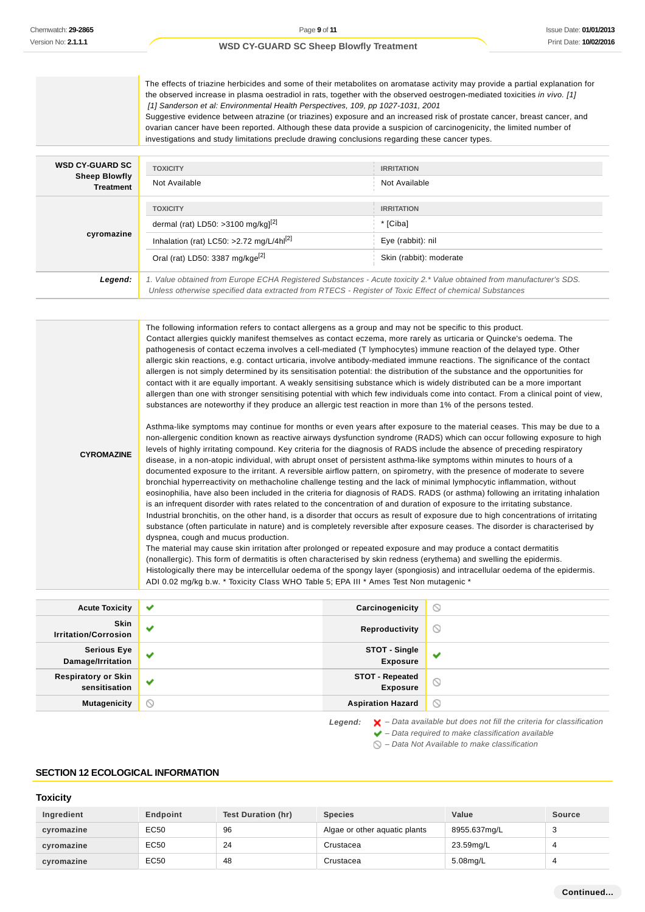| | |
|---|---|
| | The effects of triazine herbicides and some of their metabolites on aromatase activity may provide a partial explanation for the observed increase in plasma oestradiol in rats, together with the observed oestrogen-mediated toxicities *in vivo. [1]*<br>*[1] Sanderson et al: Environmental Health Perspectives, 109, pp 1027-1031, 2001*<br>Suggestive evidence between atrazine (or triazines) exposure and an increased risk of prostate cancer, breast cancer, and ovarian cancer have been reported. Although these data provide a suspicion of carcinogenicity, the limited number of investigations and study limitations preclude drawing conclusions regarding these cancer types. |

| | TOXICITY | IRRITATION |
|---|---|---|
| **WSD CY-GUARD SC Sheep Blowfly Treatment** | Not Available | Not Available |
| **cyromazine** | dermal (rat) LD50: >3100 mg/kg][2] | * [Ciba] |
| | Inhalation (rat) LC50: >2.72 mg/L/4hl[2] | Eye (rabbit): nil |
| | Oral (rat) LD50: 3387 mg/kge[2] | Skin (rabbit): moderate |
| ***Legend:*** | *1. Value obtained from Europe ECHA Registered Substances - Acute toxicity 2.* Value obtained from manufacturer's SDS. Unless otherwise specified data extracted from RTECS - Register of Toxic Effect of chemical Substances* | |

| | |
|---|---|
| **CYROMAZINE** | The following information refers to contact allergens as a group and may not be specific to this product.<br>Contact allergies quickly manifest themselves as contact eczema, more rarely as urticaria or Quincke's oedema. The pathogenesis of contact eczema involves a cell-mediated (T lymphocytes) immune reaction of the delayed type. Other allergic skin reactions, e.g. contact urticaria, involve antibody-mediated immune reactions. The significance of the contact allergen is not simply determined by its sensitisation potential: the distribution of the substance and the opportunities for contact with it are equally important. A weakly sensitising substance which is widely distributed can be a more important allergen than one with stronger sensitising potential with which few individuals come into contact. From a clinical point of view, substances are noteworthy if they produce an allergic test reaction in more than 1% of the persons tested.<br><br>Asthma-like symptoms may continue for months or even years after exposure to the material ceases. This may be due to a non-allergenic condition known as reactive airways dysfunction syndrome (RADS) which can occur following exposure to high levels of highly irritating compound. Key criteria for the diagnosis of RADS include the absence of preceding respiratory disease, in a non-atopic individual, with abrupt onset of persistent asthma-like symptoms within minutes to hours of a documented exposure to the irritant. A reversible airflow pattern, on spirometry, with the presence of moderate to severe bronchial hyperreactivity on methacholine challenge testing and the lack of minimal lymphocytic inflammation, without eosinophilia, have also been included in the criteria for diagnosis of RADS. RADS (or asthma) following an irritating inhalation is an infrequent disorder with rates related to the concentration of and duration of exposure to the irritating substance. Industrial bronchitis, on the other hand, is a disorder that occurs as result of exposure due to high concentrations of irritating substance (often particulate in nature) and is completely reversible after exposure ceases. The disorder is characterised by dyspnea, cough and mucus production.<br>The material may cause skin irritation after prolonged or repeated exposure and may produce a contact dermatitis (nonallergic). This form of dermatitis is often characterised by skin redness (erythema) and swelling the epidermis. Histologically there may be intercellular oedema of the spongy layer (spongiosis) and intracellular oedema of the epidermis.<br>ADI 0.02 mg/kg b.w. * Toxicity Class WHO Table 5; EPA III * Ames Test Non mutagenic * |

| | | | |
|---|---|---|---|
| **Acute Toxicity** | ✔ | **Carcinogenicity** | ⃠ |
| **Skin Irritation/Corrosion** | ✔ | **Reproductivity** | ⃠ |
| **Serious Eye Damage/Irritation** | ✔ | **STOT - Single Exposure** | ✔ |
| **Respiratory or Skin sensitisation** | ✔ | **STOT - Repeated Exposure** | ⃠ |
| **Mutagenicity** | ⃠ | **Aspiration Hazard** | ⃠ |

***Legend:***
- ✘ *– Data available but does not fill the criteria for classification*
- ✔ *– Data required to make classification available*
- ⃠ *– Data Not Available to make classification*

## SECTION 12 ECOLOGICAL INFORMATION

### Toxicity

| Ingredient | Endpoint | Test Duration (hr) | Species | Value | Source |
|---|---|---|---|---|---|
| cyromazine | EC50 | 96 | Algae or other aquatic plants | 8955.637mg/L | 3 |
| cyromazine | EC50 | 24 | Crustacea | 23.59mg/L | 4 |
| cyromazine | EC50 | 48 | Crustacea | 5.08mg/L | 4 |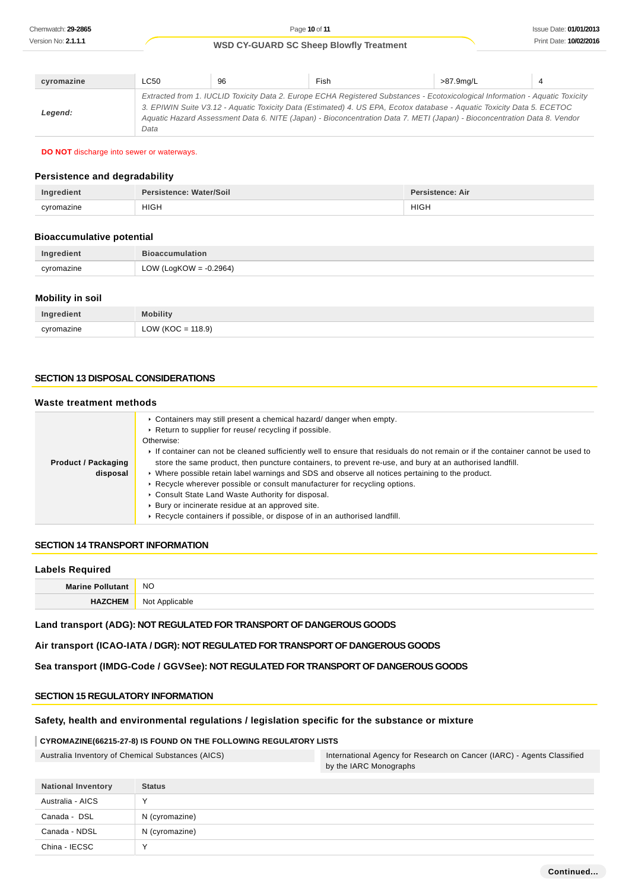| cyromazine | LC50 | 96 | Fish | >87.9mg/L | 4 |
|---|---|---|---|---|---|
| ***Legend:*** | *Extracted from 1. IUCLID Toxicity Data 2. Europe ECHA Registered Substances - Ecotoxicological Information - Aquatic Toxicity 3. EPIWIN Suite V3.12 - Aquatic Toxicity Data (Estimated) 4. US EPA, Ecotox database - Aquatic Toxicity Data 5. ECETOC Aquatic Hazard Assessment Data 6. NITE (Japan) - Bioconcentration Data 7. METI (Japan) - Bioconcentration Data 8. Vendor Data* | | | | |

**DO NOT** discharge into sewer or waterways.

### Persistence and degradability

| Ingredient | Persistence: Water/Soil | Persistence: Air |
|---|---|---|
| cyromazine | HIGH | HIGH |

### Bioaccumulative potential

| Ingredient | Bioaccumulation |
|---|---|
| cyromazine | LOW (LogKOW = -0.2964) |

### Mobility in soil

| Ingredient | Mobility |
|---|---|
| cyromazine | LOW (KOC = 118.9) |

## SECTION 13 DISPOSAL CONSIDERATIONS

### Waste treatment methods

| | |
|---|---|
| **Product / Packaging disposal** | ‣ Containers may still present a chemical hazard/ danger when empty.<br>‣ Return to supplier for reuse/ recycling if possible.<br>Otherwise:<br>‣ If container can not be cleaned sufficiently well to ensure that residuals do not remain or if the container cannot be used to store the same product, then puncture containers, to prevent re-use, and bury at an authorised landfill.<br>‣ Where possible retain label warnings and SDS and observe all notices pertaining to the product.<br>‣ Recycle wherever possible or consult manufacturer for recycling options.<br>‣ Consult State Land Waste Authority for disposal.<br>‣ Bury or incinerate residue at an approved site.<br>‣ Recycle containers if possible, or dispose of in an authorised landfill. |

## SECTION 14 TRANSPORT INFORMATION

### Labels Required

| | |
|---|---|
| **Marine Pollutant** | NO |
| **HAZCHEM** | Not Applicable |

**Land transport (ADG): NOT REGULATED FOR TRANSPORT OF DANGEROUS GOODS**

**Air transport (ICAO-IATA / DGR): NOT REGULATED FOR TRANSPORT OF DANGEROUS GOODS**

**Sea transport (IMDG-Code / GGVSee): NOT REGULATED FOR TRANSPORT OF DANGEROUS GOODS**

## SECTION 15 REGULATORY INFORMATION

### Safety, health and environmental regulations / legislation specific for the substance or mixture

**CYROMAZINE(66215-27-8) IS FOUND ON THE FOLLOWING REGULATORY LISTS**

| | |
|---|---|
| Australia Inventory of Chemical Substances (AICS) | International Agency for Research on Cancer (IARC) - Agents Classified by the IARC Monographs |

| National Inventory | Status |
|---|---|
| Australia - AICS | Y |
| Canada - DSL | N (cyromazine) |
| Canada - NDSL | N (cyromazine) |
| China - IECSC | Y |

**Continued...**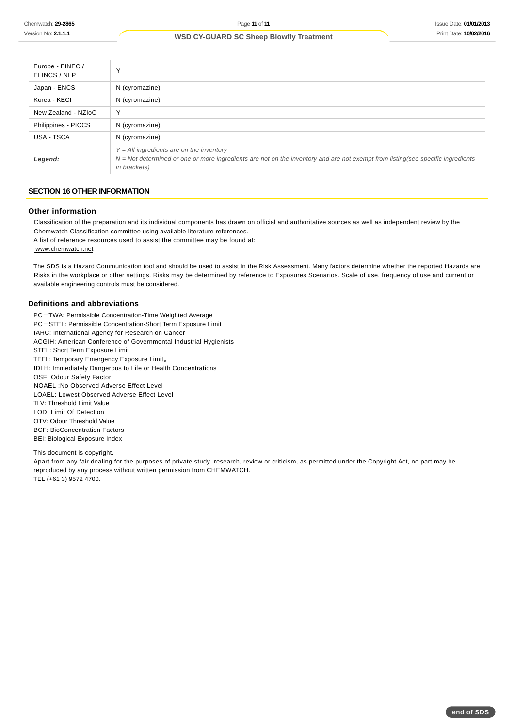| | |
|---|---|
| Europe - EINEC / ELINCS / NLP | Y |
| Japan - ENCS | N (cyromazine) |
| Korea - KECI | N (cyromazine) |
| New Zealand - NZIoC | Y |
| Philippines - PICCS | N (cyromazine) |
| USA - TSCA | N (cyromazine) |
| ***Legend:*** | *Y = All ingredients are on the inventory*<br>*N = Not determined or one or more ingredients are not on the inventory and are not exempt from listing(see specific ingredients in brackets)* |

## SECTION 16 OTHER INFORMATION

### Other information

Classification of the preparation and its individual components has drawn on official and authoritative sources as well as independent review by the Chemwatch Classification committee using available literature references.
A list of reference resources used to assist the committee may be found at:
www.chemwatch.net

The SDS is a Hazard Communication tool and should be used to assist in the Risk Assessment. Many factors determine whether the reported Hazards are Risks in the workplace or other settings. Risks may be determined by reference to Exposures Scenarios. Scale of use, frequency of use and current or available engineering controls must be considered.

### Definitions and abbreviations

PC－TWA: Permissible Concentration-Time Weighted Average
PC－STEL: Permissible Concentration-Short Term Exposure Limit
IARC: International Agency for Research on Cancer
ACGIH: American Conference of Governmental Industrial Hygienists
STEL: Short Term Exposure Limit
TEEL: Temporary Emergency Exposure Limit。
IDLH: Immediately Dangerous to Life or Health Concentrations
OSF: Odour Safety Factor
NOAEL :No Observed Adverse Effect Level
LOAEL: Lowest Observed Adverse Effect Level
TLV: Threshold Limit Value
LOD: Limit Of Detection
OTV: Odour Threshold Value
BCF: BioConcentration Factors
BEI: Biological Exposure Index

This document is copyright.
Apart from any fair dealing for the purposes of private study, research, review or criticism, as permitted under the Copyright Act, no part may be reproduced by any process without written permission from CHEMWATCH.
TEL (+61 3) 9572 4700.

end of SDS